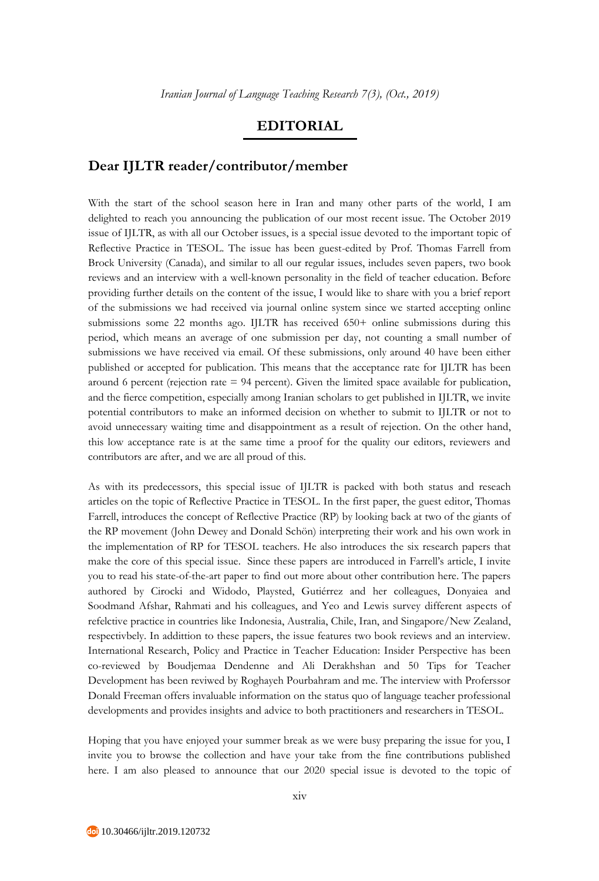# EDITORIAL

## Dear IJLTR reader/contributor/member

With the start of the school season here in Iran and many other parts of the world, I am delighted to reach you announcing the publication of our most recent issue. The October 2019 issue of IJLTR, as with all our October issues, is a special issue devoted to the important topic of Reflective Practice in TESOL. The issue has been guest-edited by Prof. Thomas Farrell from Brock University (Canada), and similar to all our regular issues, includes seven papers, two book reviews and an interview with a well-known personality in the field of teacher education. Before providing further details on the content of the issue, I would like to share with you a brief report of the submissions we had received via journal online system since we started accepting online submissions some 22 months ago. IJLTR has received 650+ online submissions during this period, which means an average of one submission per day, not counting a small number of submissions we have received via email. Of these submissions, only around 40 have been either published or accepted for publication. This means that the acceptance rate for IJLTR has been around 6 percent (rejection rate = 94 percent). Given the limited space available for publication, and the fierce competition, especially among Iranian scholars to get published in IJLTR, we invite potential contributors to make an informed decision on whether to submit to IJLTR or not to avoid unnecessary waiting time and disappointment as a result of rejection. On the other hand, this low acceptance rate is at the same time a proof for the quality our editors, reviewers and contributors are after, and we are all proud of this.

As with its predecessors, this special issue of IJLTR is packed with both status and reseach articles on the topic of Reflective Practice in TESOL. In the first paper, the guest editor, Thomas Farrell, introduces the concept of Reflective Practice (RP) by looking back at two of the giants of the RP movement (John Dewey and Donald Schön) interpreting their work and his own work in the implementation of RP for TESOL teachers. He also introduces the six research papers that make the core of this special issue. Since these papers are introduced in Farrell's article, I invite you to read his state-of-the-art paper to find out more about other contribution here. The papers authored by Cirocki and Widodo, Playsted, Gutiérrez and her colleagues, Donyaiea and Soodmand Afshar, Rahmati and his colleagues, and Yeo and Lewis survey different aspects of refelctive practice in countries like Indonesia, Australia, Chile, Iran, and Singapore/New Zealand, respectivbely. In addittion to these papers, the issue features two book reviews and an interview. International Research, Policy and Practice in Teacher Education: Insider Perspective has been co-reviewed by Boudjemaa Dendenne and Ali Derakhshan and 50 Tips for Teacher Development has been reviwed by Roghayeh Pourbahram and me. The interview with Proferssor Donald Freeman offers invaluable information on the status quo of language teacher professional developments and provides insights and advice to both practitioners and researchers in TESOL.

Hoping that you have enjoyed your summer break as we were busy preparing the issue for you, I invite you to browse the collection and have your take from the fine contributions published here. I am also pleased to announce that our 2020 special issue is devoted to the topic of

10.30466/ijltr.2019.120732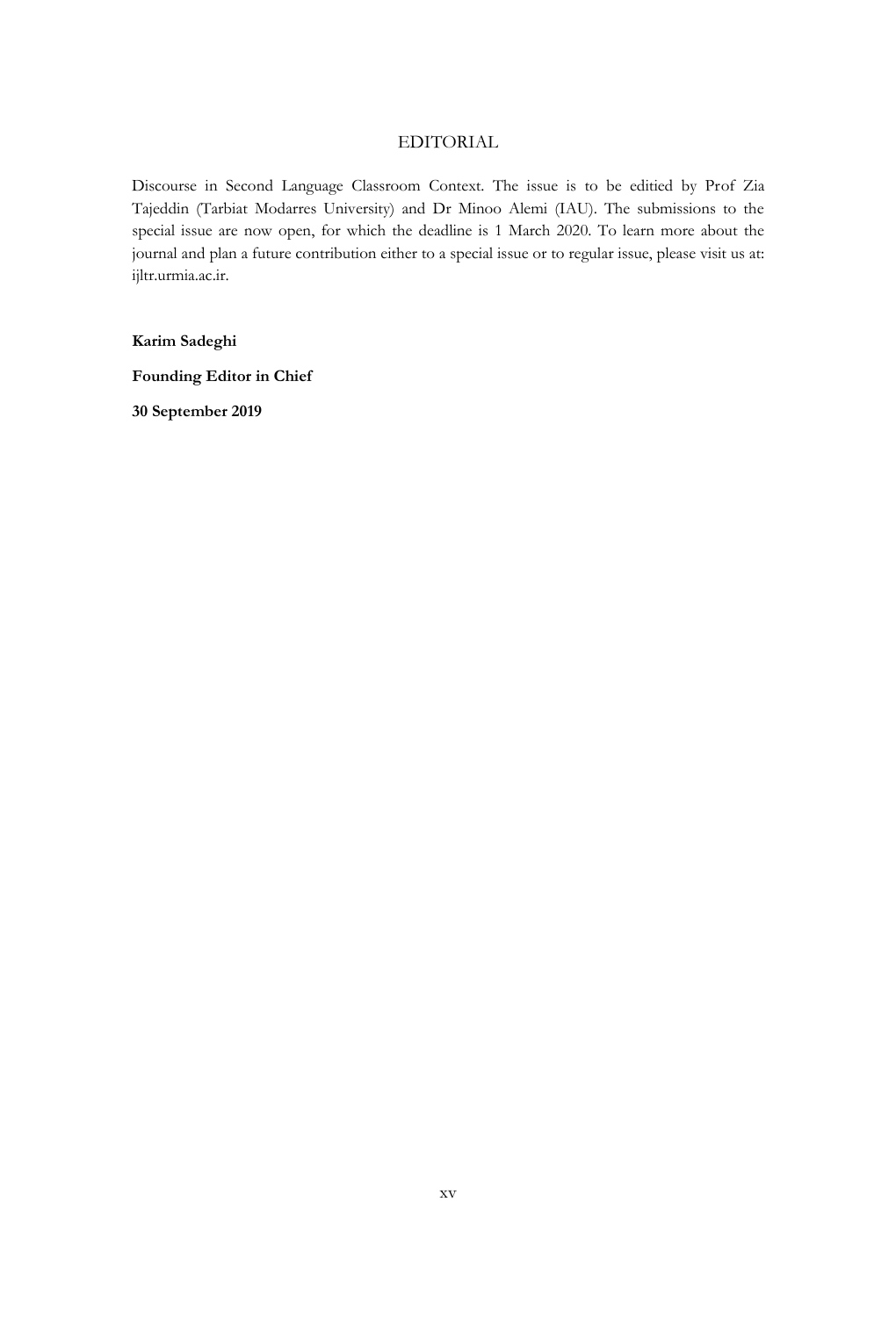# EDITORIAL

Discourse in Second Language Classroom Context. The issue is to be editied by Prof Zia Tajeddin (Tarbiat Modarres University) and Dr Minoo Alemi (IAU). The submissions to the special issue are now open, for which the deadline is 1 March 2020. To learn more about the journal and plan a future contribution either to a special issue or to regular issue, please visit us at: ijltr.urmia.ac.ir.

**Karim Sadeghi**

**Founding Editor in Chief**

**30 September 2019**